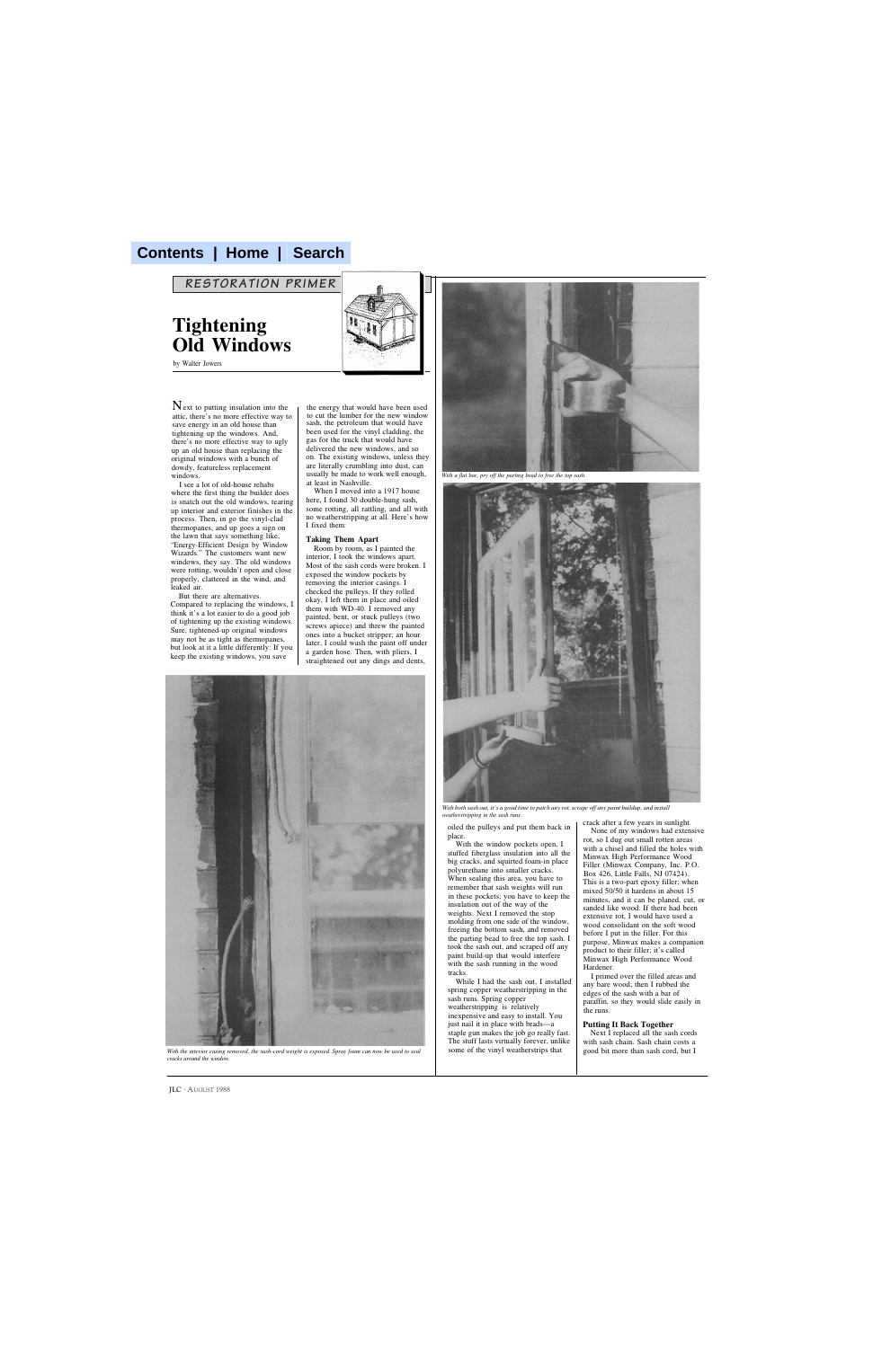RESTORATION PRIMER

# Tightening Old Windows

by Walter Jowers

Next to putting insulation into the attic, there's no more effective way to save energy in an old house than tightening up the windows. And, there's no more effective way to ugly up an old house than replacing the original windows with a bunch of dowdy, featureless replacement windows.

I see a lot of old-house rehabs where the first thing the builder does is snatch out the old windows, tearing up interior and exterior finishes in the process. Then, in go the vinyl-clad thermopanes, and up goes a sign on the lawn that says something like, "Energy-Efficient Design by Window Wizards." The customers want new windows, they say. The old windows were rotting, wouldn't open and close properly, clattered in the wind, and leaked air.

But there are alternatives. Compared to replacing the windows, I think it's a lot easier to do a good job of tightening up the existing windows. Sure, tightened-up original windows may not be as tight as thermopanes, but look at it a little differently: If you keep the existing windows, you save the energy that would have been used to cut the lumber for the new window sash, the petroleum that would have been used for the vinyl cladding, the gas for the truck that would have delivered the new windows, and so on. The existing windows, unless they are literally crumbling into dust, can usually be made to work well enough, at least in Nashville.

When I moved into a 1917 house here, I found 30 double-hung sash, some rotting, all rattling, and all with no weatherstripping at all. Here's how I fixed them:

## Taking Them Apart

Room by room, as I painted the interior, I took the windows apart. Most of the sash cords were broken. I exposed the window pockets by removing the interior casings. I checked the pulleys. If they rolled okay, I left them in place and oiled them with WD-40. I removed any painted, bent, or stuck pulleys (two screws apiece) and threw the painted ones into a bucket stripper; an hour later, I could wash the paint off under a garden hose. Then, with pliers, I straightened out any dings and dents, oiled the pulleys and put them back in place.

With the interior casing removed, the sash-cord weight is exposed. Spray foam can now be used to seal cracks around the window.

With a flat bar, pry off the parting bead to free the top sash.

With both sash out, it's a good time to patch any rot, scrape off any paint buildup, and install weatherstripping in the sash runs.

With the window pockets open, I stuffed fiberglass insulation into all the big cracks, and squirted foam-in place polyurethane into smaller cracks. When sealing this area, you have to remember that sash weights will run in these pockets; you have to keep the insulation out of the way of the weights. Next I removed the stop molding from one side of the window, freeing the bottom sash, and removed the parting bead to free the top sash. I took the sash out, and scraped off any paint build-up that would interfere with the sash running in the wood tracks.

While I had the sash out, I installed spring copper weatherstripping in the sash runs. Spring copper weatherstripping is relatively inexpensive and easy to install. You just nail it in place with brads—a staple gun makes the job go really fast. The stuff lasts virtually forever, unlike some of the vinyl weatherstrips that crack after a few years in sunlight.

None of my windows had extensive rot, so I dug out small rotten areas with a chisel and filled the holes with Minwax High Performance Wood Filler (Minwax Company, Inc. P.O. Box 426, Little Falls, NJ 07424). This is a two-part epoxy filler; when mixed 50/50 it hardens in about 15 minutes, and it can be planed, cut, or sanded like wood. If there had been extensive rot, I would have used a wood consolidant on the soft wood before I put in the filler. For this purpose, Minwax makes a companion product to their filler; it's called Minwax High Performance Wood Hardener.

I primed over the filled areas and any bare wood; then I rubbed the edges of the sash with a bar of paraffin, so they would slide easily in the runs.

## Putting It Back Together

Next I replaced all the sash cords with sash chain. Sash chain costs a good bit more than sash cord, but I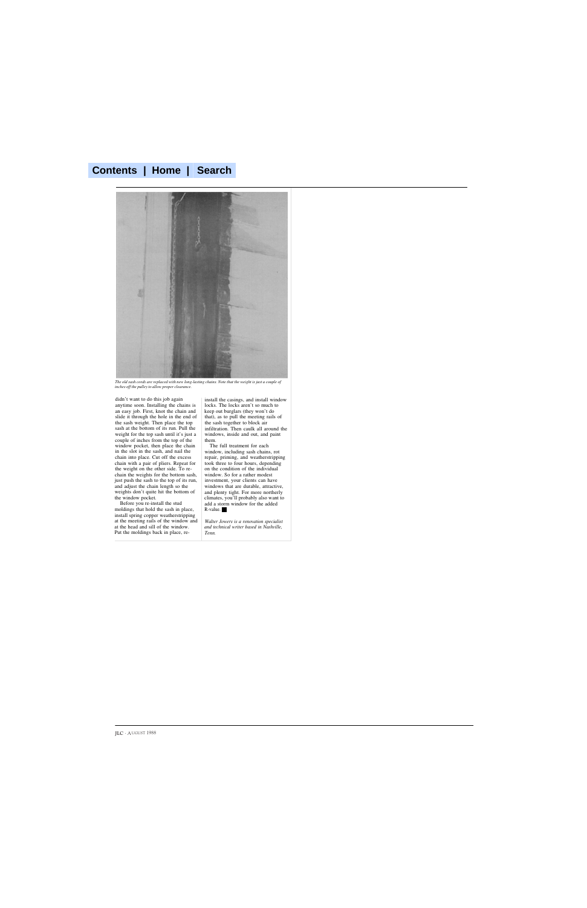*The old sash cords are replaced with new long-lasting chains. Note that the weight is just a couple of inches off the pulley to allow proper clearance.*

didn't want to do this job again anytime soon. Installing the chains is an easy job. First, knot the chain and slide it through the hole in the end of the sash weight. Then place the top sash at the bottom of its run. Pull the weight for the top sash until it's just a couple of inches from the top of the window pocket, then place the chain in the slot in the sash, and nail the chain into place. Cut off the excess chain with a pair of pliers. Repeat for the weight on the other side. To re-chain the weights for the bottom sash, just push the sash to the top of its run, and adjust the chain length so the weights don't quite hit the bottom of the window pocket.

Before you re-install the stud moldings that hold the sash in place, install spring copper weatherstripping at the meeting rails of the window and at the head and sill of the window. Put the moldings back in place, re-install the casings, and install window locks. The locks aren't so much to keep out burglars (they won't do that), as to pull the meeting rails of the sash together to block air infiltration. Then caulk all around the windows, inside and out, and paint them.

The full treatment for each window, including sash chains, rot repair, priming, and weatherstripping took three to four hours, depending on the condition of the individual window. So for a rather modest investment, your clients can have windows that are durable, attractive, and plenty tight. For more northerly climates, you'll probably also want to add a storm window for the added R-value. ■

*Walter Jowers is a renovation specialist and technical writer based in Nashville, Tenn.*